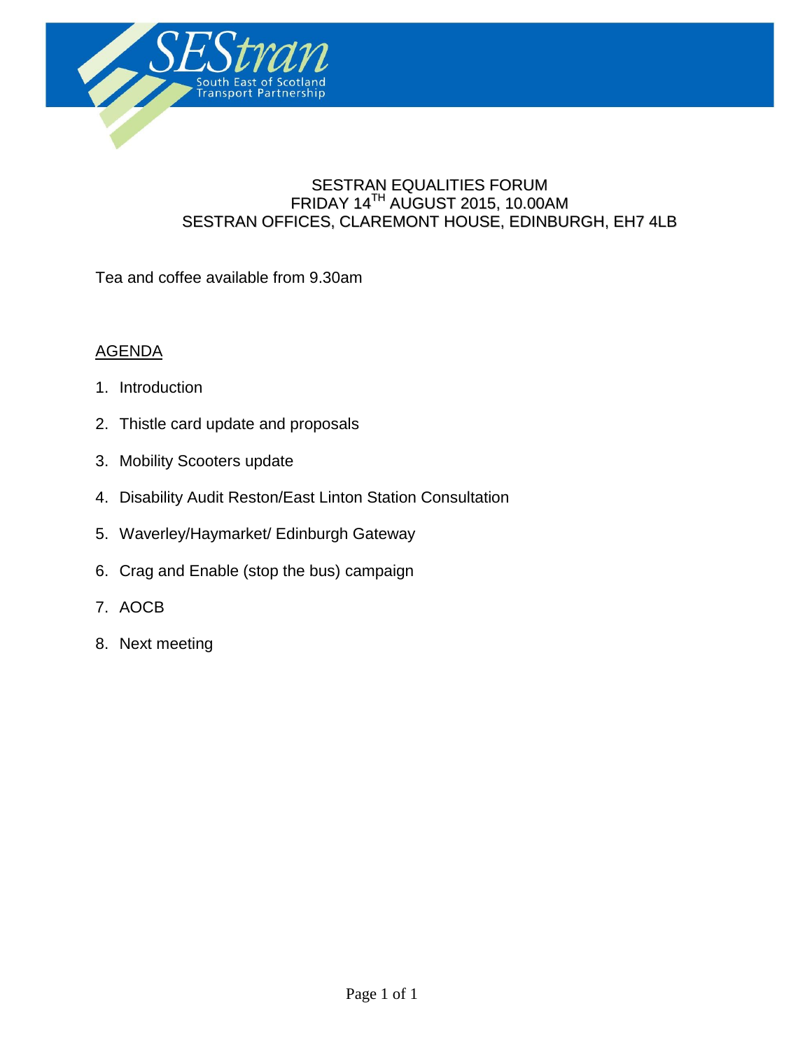SEStran
South East of Scotland Transport Partnership

# SESTRAN EQUALITIES FORUM
# FRIDAY 14TH AUGUST 2015, 10.00AM
# SESTRAN OFFICES, CLAREMONT HOUSE, EDINBURGH, EH7 4LB

Tea and coffee available from 9.30am

## AGENDA

1. Introduction
2. Thistle card update and proposals
3. Mobility Scooters update
4. Disability Audit Reston/East Linton Station Consultation
5. Waverley/Haymarket/ Edinburgh Gateway
6. Crag and Enable (stop the bus) campaign
7. AOCB
8. Next meeting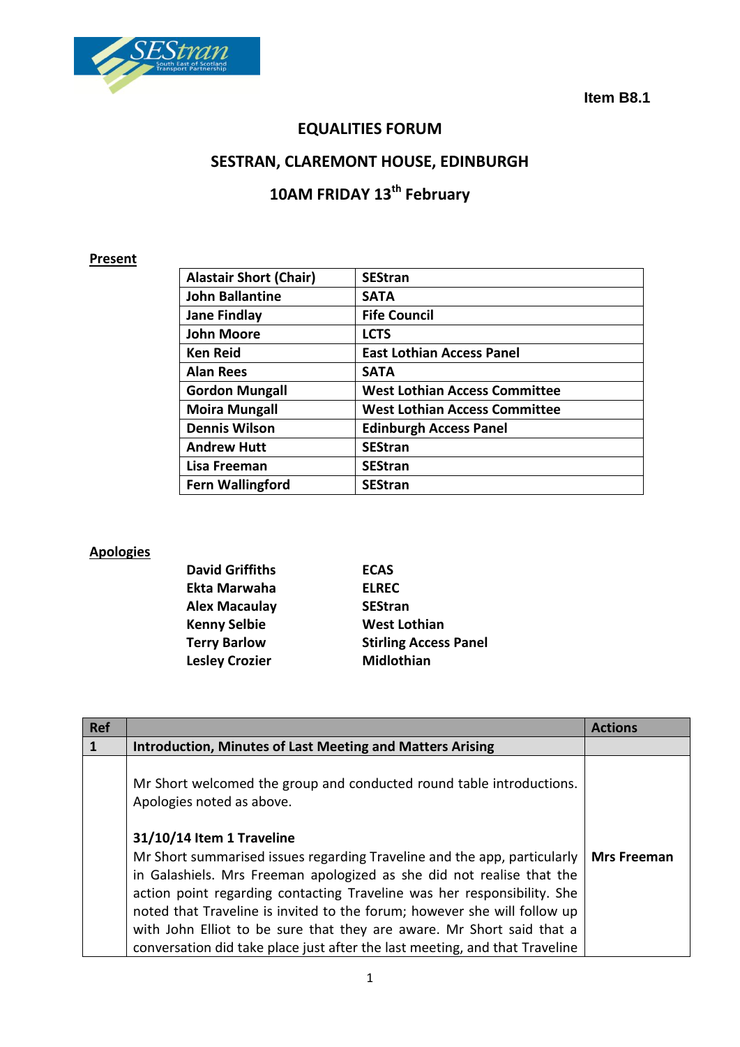Item B8.1

# EQUALITIES FORUM

## SESTRAN, CLAREMONT HOUSE, EDINBURGH

## 10AM FRIDAY 13th February

**Present**

| | |
|---|---|
| **Alastair Short (Chair)** | **SEStran** |
| **John Ballantine** | **SATA** |
| **Jane Findlay** | **Fife Council** |
| **John Moore** | **LCTS** |
| **Ken Reid** | **East Lothian Access Panel** |
| **Alan Rees** | **SATA** |
| **Gordon Mungall** | **West Lothian Access Committee** |
| **Moira Mungall** | **West Lothian Access Committee** |
| **Dennis Wilson** | **Edinburgh Access Panel** |
| **Andrew Hutt** | **SEStran** |
| **Lisa Freeman** | **SEStran** |
| **Fern Wallingford** | **SEStran** |

**Apologies**

| | |
|---|---|
| **David Griffiths** | **ECAS** |
| **Ekta Marwaha** | **ELREC** |
| **Alex Macaulay** | **SEStran** |
| **Kenny Selbie** | **West Lothian** |
| **Terry Barlow** | **Stirling Access Panel** |
| **Lesley Crozier** | **Midlothian** |

| Ref | | Actions |
|---|---|---|
| **1** | **Introduction, Minutes of Last Meeting and Matters Arising** | |
| | Mr Short welcomed the group and conducted round table introductions. Apologies noted as above.<br><br>**31/10/14 Item 1 Traveline**<br>Mr Short summarised issues regarding Traveline and the app, particularly in Galashiels. Mrs Freeman apologized as she did not realise that the action point regarding contacting Traveline was her responsibility. She noted that Traveline is invited to the forum; however she will follow up with John Elliot to be sure that they are aware. Mr Short said that a conversation did take place just after the last meeting, and that Traveline | **Mrs Freeman** |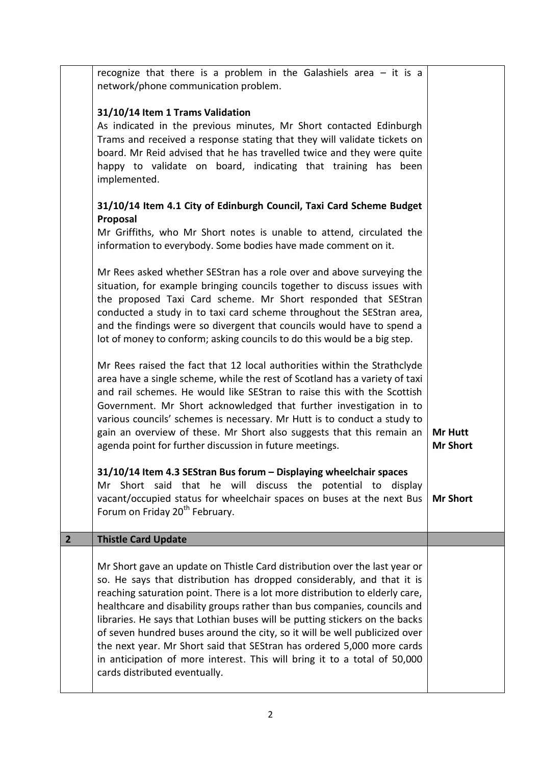|  |  |  |
|---|---|---|
|  | recognize that there is a problem in the Galashiels area – it is a network/phone communication problem.<br><br>**31/10/14 Item 1 Trams Validation**<br>As indicated in the previous minutes, Mr Short contacted Edinburgh Trams and received a response stating that they will validate tickets on board. Mr Reid advised that he has travelled twice and they were quite happy to validate on board, indicating that training has been implemented.<br><br>**31/10/14 Item 4.1 City of Edinburgh Council, Taxi Card Scheme Budget Proposal**<br>Mr Griffiths, who Mr Short notes is unable to attend, circulated the information to everybody. Some bodies have made comment on it.<br><br>Mr Rees asked whether SEStran has a role over and above surveying the situation, for example bringing councils together to discuss issues with the proposed Taxi Card scheme. Mr Short responded that SEStran conducted a study in to taxi card scheme throughout the SEStran area, and the findings were so divergent that councils would have to spend a lot of money to conform; asking councils to do this would be a big step.<br><br>Mr Rees raised the fact that 12 local authorities within the Strathclyde area have a single scheme, while the rest of Scotland has a variety of taxi and rail schemes. He would like SEStran to raise this with the Scottish Government. Mr Short acknowledged that further investigation in to various councils' schemes is necessary. Mr Hutt is to conduct a study to gain an overview of these. Mr Short also suggests that this remain an agenda point for further discussion in future meetings.<br><br>**31/10/14 Item 4.3 SEStran Bus forum – Displaying wheelchair spaces**<br>Mr Short said that he will discuss the potential to display vacant/occupied status for wheelchair spaces on buses at the next Bus Forum on Friday 20th February. | **Mr Hutt**<br>**Mr Short**<br><br>**Mr Short** |
| **2** | **Thistle Card Update** |  |
|  | Mr Short gave an update on Thistle Card distribution over the last year or so. He says that distribution has dropped considerably, and that it is reaching saturation point. There is a lot more distribution to elderly care, healthcare and disability groups rather than bus companies, councils and libraries. He says that Lothian buses will be putting stickers on the backs of seven hundred buses around the city, so it will be well publicized over the next year. Mr Short said that SEStran has ordered 5,000 more cards in anticipation of more interest. This will bring it to a total of 50,000 cards distributed eventually. |  |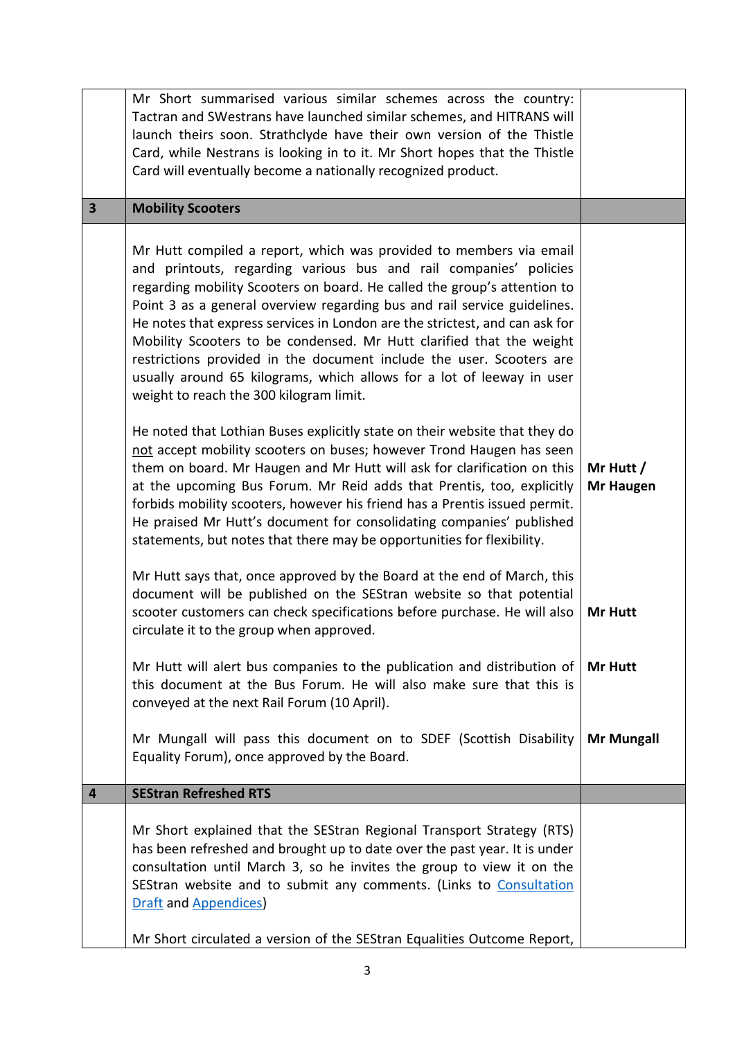|  |  |  |
|---|---|---|
|  | Mr Short summarised various similar schemes across the country: Tactran and SWestrans have launched similar schemes, and HITRANS will launch theirs soon. Strathclyde have their own version of the Thistle Card, while Nestrans is looking in to it. Mr Short hopes that the Thistle Card will eventually become a nationally recognized product. |  |
| **3** | **Mobility Scooters** |  |
|  | Mr Hutt compiled a report, which was provided to members via email and printouts, regarding various bus and rail companies' policies regarding mobility Scooters on board. He called the group's attention to Point 3 as a general overview regarding bus and rail service guidelines. He notes that express services in London are the strictest, and can ask for Mobility Scooters to be condensed. Mr Hutt clarified that the weight restrictions provided in the document include the user. Scooters are usually around 65 kilograms, which allows for a lot of leeway in user weight to reach the 300 kilogram limit. |  |
|  | He noted that Lothian Buses explicitly state on their website that they do not accept mobility scooters on buses; however Trond Haugen has seen them on board. Mr Haugen and Mr Hutt will ask for clarification on this at the upcoming Bus Forum. Mr Reid adds that Prentis, too, explicitly forbids mobility scooters, however his friend has a Prentis issued permit. He praised Mr Hutt's document for consolidating companies' published statements, but notes that there may be opportunities for flexibility. | **Mr Hutt / Mr Haugen** |
|  | Mr Hutt says that, once approved by the Board at the end of March, this document will be published on the SEStran website so that potential scooter customers can check specifications before purchase. He will also circulate it to the group when approved. | **Mr Hutt** |
|  | Mr Hutt will alert bus companies to the publication and distribution of this document at the Bus Forum. He will also make sure that this is conveyed at the next Rail Forum (10 April). | **Mr Hutt** |
|  | Mr Mungall will pass this document on to SDEF (Scottish Disability Equality Forum), once approved by the Board. | **Mr Mungall** |
| **4** | **SEStran Refreshed RTS** |  |
|  | Mr Short explained that the SEStran Regional Transport Strategy (RTS) has been refreshed and brought up to date over the past year. It is under consultation until March 3, so he invites the group to view it on the SEStran website and to submit any comments. (Links to Consultation Draft and Appendices) |  |
|  | Mr Short circulated a version of the SEStran Equalities Outcome Report, |  |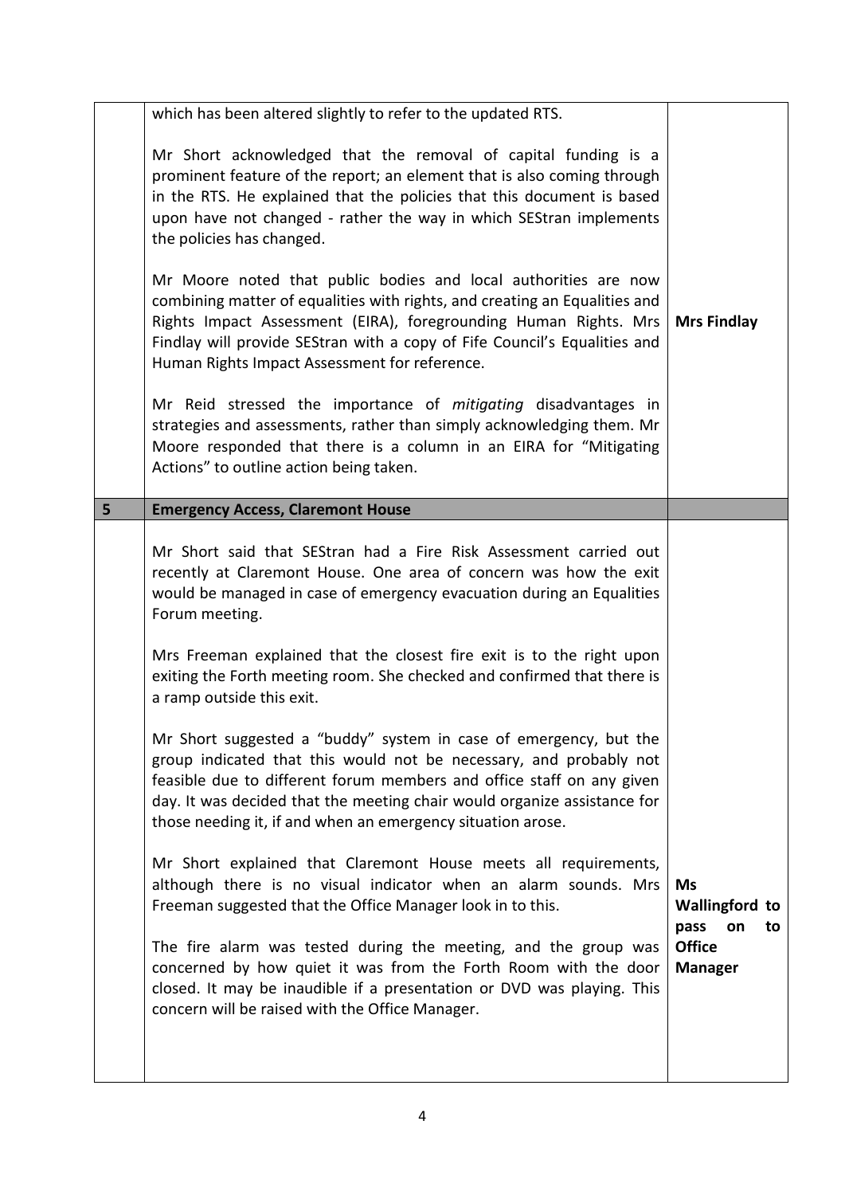| | | |
|---|---|---|
| | which has been altered slightly to refer to the updated RTS.<br><br>Mr Short acknowledged that the removal of capital funding is a prominent feature of the report; an element that is also coming through in the RTS. He explained that the policies that this document is based upon have not changed - rather the way in which SEStran implements the policies has changed.<br><br>Mr Moore noted that public bodies and local authorities are now combining matter of equalities with rights, and creating an Equalities and Rights Impact Assessment (EIRA), foregrounding Human Rights. Mrs Findlay will provide SEStran with a copy of Fife Council's Equalities and Human Rights Impact Assessment for reference.<br><br>Mr Reid stressed the importance of *mitigating* disadvantages in strategies and assessments, rather than simply acknowledging them. Mr Moore responded that there is a column in an EIRA for "Mitigating Actions" to outline action being taken. | **Mrs Findlay** |
| **5** | **Emergency Access, Claremont House** | |
| | Mr Short said that SEStran had a Fire Risk Assessment carried out recently at Claremont House. One area of concern was how the exit would be managed in case of emergency evacuation during an Equalities Forum meeting.<br><br>Mrs Freeman explained that the closest fire exit is to the right upon exiting the Forth meeting room. She checked and confirmed that there is a ramp outside this exit.<br><br>Mr Short suggested a "buddy" system in case of emergency, but the group indicated that this would not be necessary, and probably not feasible due to different forum members and office staff on any given day. It was decided that the meeting chair would organize assistance for those needing it, if and when an emergency situation arose.<br><br>Mr Short explained that Claremont House meets all requirements, although there is no visual indicator when an alarm sounds. Mrs Freeman suggested that the Office Manager look in to this.<br><br>The fire alarm was tested during the meeting, and the group was concerned by how quiet it was from the Forth Room with the door closed. It may be inaudible if a presentation or DVD was playing. This concern will be raised with the Office Manager. | **Ms Wallingford to pass on to Office Manager** |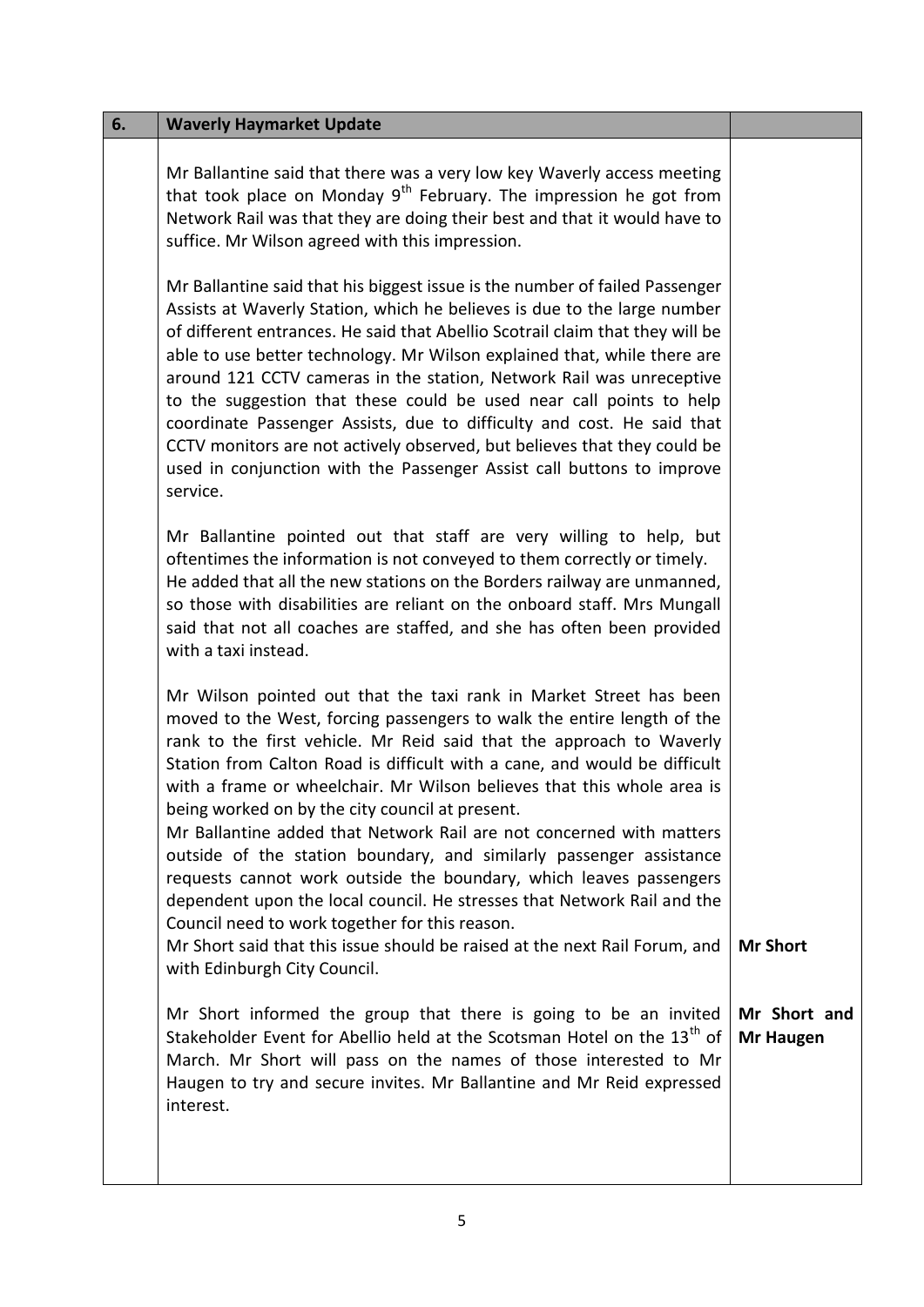| 6. | **Waverly Haymarket Update** | |
|---|---|---|
| | Mr Ballantine said that there was a very low key Waverly access meeting that took place on Monday 9th February. The impression he got from Network Rail was that they are doing their best and that it would have to suffice. Mr Wilson agreed with this impression.<br><br>Mr Ballantine said that his biggest issue is the number of failed Passenger Assists at Waverly Station, which he believes is due to the large number of different entrances. He said that Abellio Scotrail claim that they will be able to use better technology. Mr Wilson explained that, while there are around 121 CCTV cameras in the station, Network Rail was unreceptive to the suggestion that these could be used near call points to help coordinate Passenger Assists, due to difficulty and cost. He said that CCTV monitors are not actively observed, but believes that they could be used in conjunction with the Passenger Assist call buttons to improve service.<br><br>Mr Ballantine pointed out that staff are very willing to help, but oftentimes the information is not conveyed to them correctly or timely. He added that all the new stations on the Borders railway are unmanned, so those with disabilities are reliant on the onboard staff. Mrs Mungall said that not all coaches are staffed, and she has often been provided with a taxi instead.<br><br>Mr Wilson pointed out that the taxi rank in Market Street has been moved to the West, forcing passengers to walk the entire length of the rank to the first vehicle. Mr Reid said that the approach to Waverly Station from Calton Road is difficult with a cane, and would be difficult with a frame or wheelchair. Mr Wilson believes that this whole area is being worked on by the city council at present.<br>Mr Ballantine added that Network Rail are not concerned with matters outside of the station boundary, and similarly passenger assistance requests cannot work outside the boundary, which leaves passengers dependent upon the local council. He stresses that Network Rail and the Council need to work together for this reason.<br>Mr Short said that this issue should be raised at the next Rail Forum, and with Edinburgh City Council. | **Mr Short** |
| | Mr Short informed the group that there is going to be an invited Stakeholder Event for Abellio held at the Scotsman Hotel on the 13th of March. Mr Short will pass on the names of those interested to Mr Haugen to try and secure invites. Mr Ballantine and Mr Reid expressed interest. | **Mr Short and Mr Haugen** |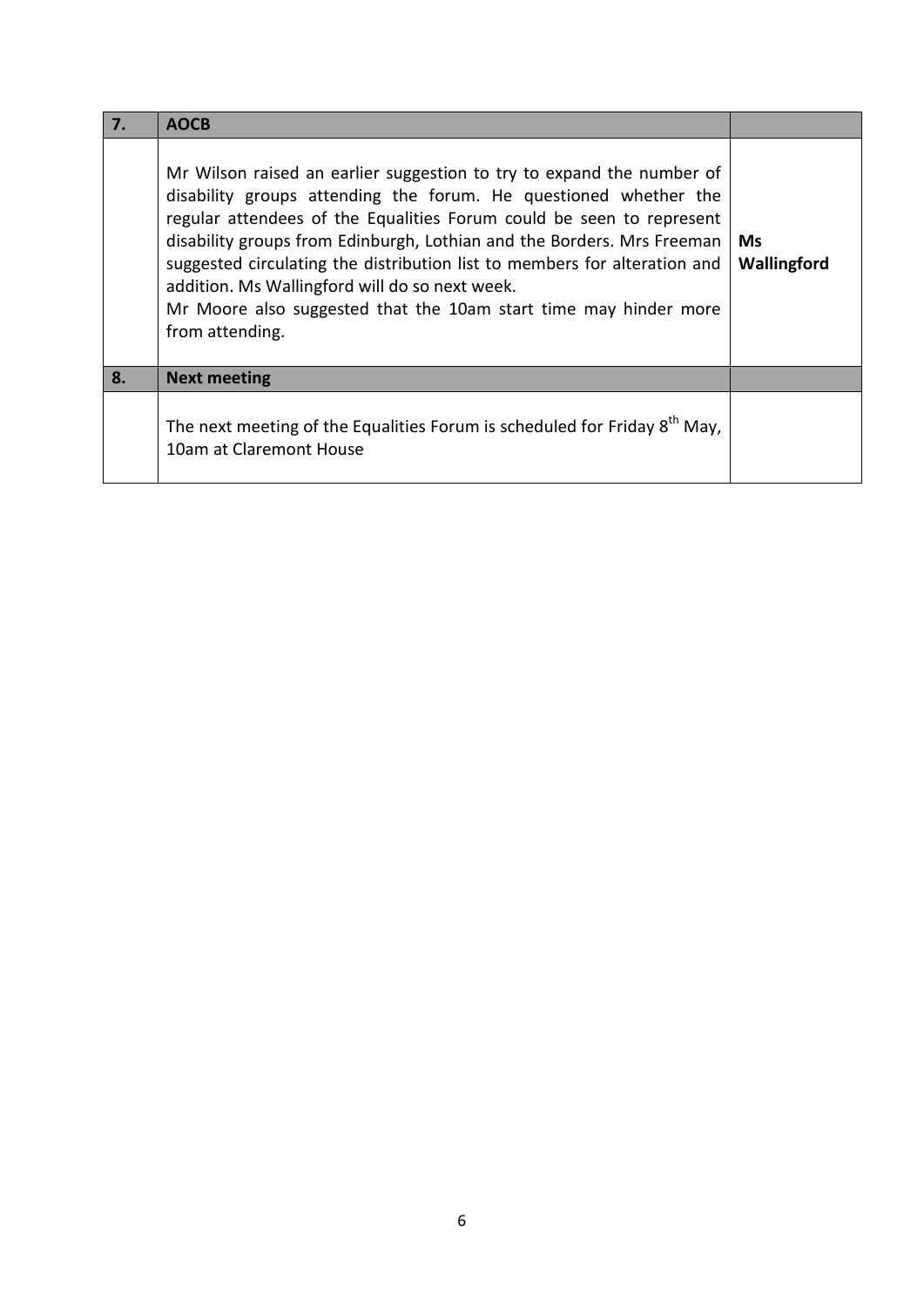| 7. | AOCB | |
|---|---|---|
| | Mr Wilson raised an earlier suggestion to try to expand the number of disability groups attending the forum. He questioned whether the regular attendees of the Equalities Forum could be seen to represent disability groups from Edinburgh, Lothian and the Borders. Mrs Freeman suggested circulating the distribution list to members for alteration and addition. Ms Wallingford will do so next week.<br>Mr Moore also suggested that the 10am start time may hinder more from attending. | **Ms Wallingford** |
| **8.** | **Next meeting** | |
| | The next meeting of the Equalities Forum is scheduled for Friday 8th May, 10am at Claremont House | |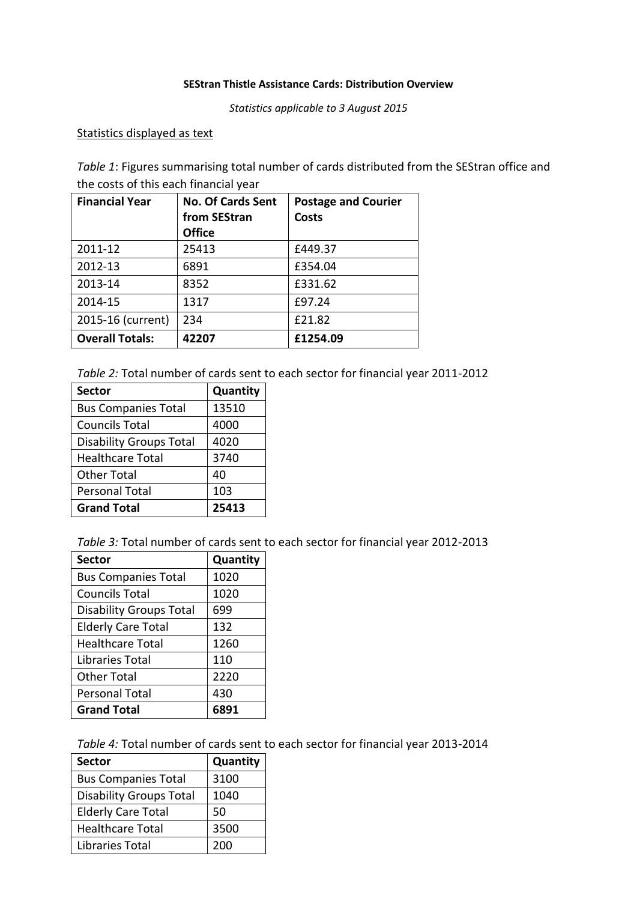**SEStran Thistle Assistance Cards: Distribution Overview**

*Statistics applicable to 3 August 2015*

Statistics displayed as text

*Table 1*: Figures summarising total number of cards distributed from the SEStran office and the costs of this each financial year

| Financial Year | No. Of Cards Sent from SEStran Office | Postage and Courier Costs |
|---|---|---|
| 2011-12 | 25413 | £449.37 |
| 2012-13 | 6891 | £354.04 |
| 2013-14 | 8352 | £331.62 |
| 2014-15 | 1317 | £97.24 |
| 2015-16 (current) | 234 | £21.82 |
| **Overall Totals:** | **42207** | **£1254.09** |

*Table 2:* Total number of cards sent to each sector for financial year 2011-2012

| Sector | Quantity |
|---|---|
| Bus Companies Total | 13510 |
| Councils Total | 4000 |
| Disability Groups Total | 4020 |
| Healthcare Total | 3740 |
| Other Total | 40 |
| Personal Total | 103 |
| **Grand Total** | **25413** |

*Table 3:* Total number of cards sent to each sector for financial year 2012-2013

| Sector | Quantity |
|---|---|
| Bus Companies Total | 1020 |
| Councils Total | 1020 |
| Disability Groups Total | 699 |
| Elderly Care Total | 132 |
| Healthcare Total | 1260 |
| Libraries Total | 110 |
| Other Total | 2220 |
| Personal Total | 430 |
| **Grand Total** | **6891** |

*Table 4:* Total number of cards sent to each sector for financial year 2013-2014

| Sector | Quantity |
|---|---|
| Bus Companies Total | 3100 |
| Disability Groups Total | 1040 |
| Elderly Care Total | 50 |
| Healthcare Total | 3500 |
| Libraries Total | 200 |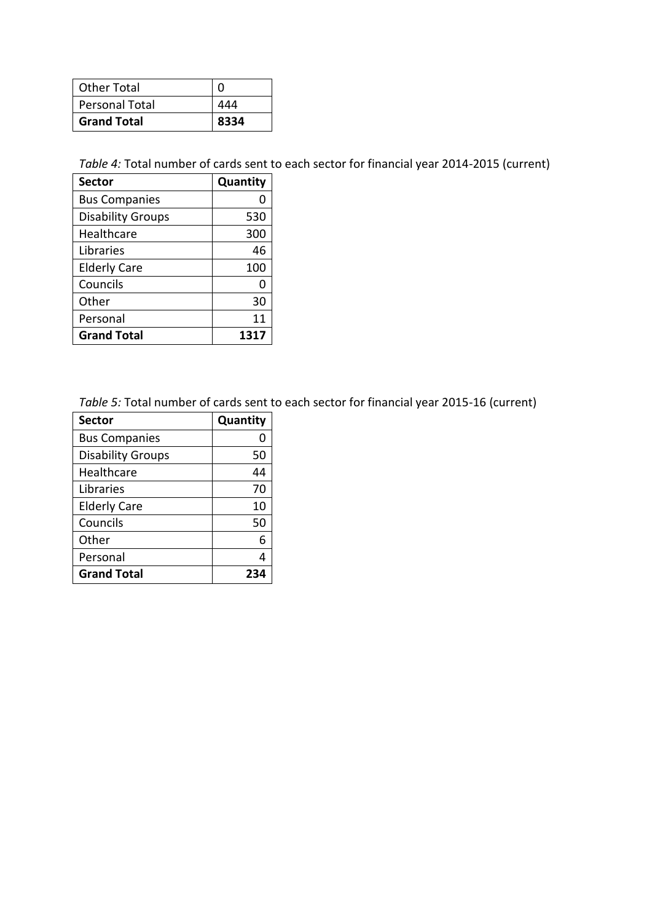| Other Total | 0 |
|---|---|
| Personal Total | 444 |
| **Grand Total** | **8334** |

*Table 4:* Total number of cards sent to each sector for financial year 2014-2015 (current)

| Sector | Quantity |
|---|---|
| Bus Companies | 0 |
| Disability Groups | 530 |
| Healthcare | 300 |
| Libraries | 46 |
| Elderly Care | 100 |
| Councils | 0 |
| Other | 30 |
| Personal | 11 |
| **Grand Total** | **1317** |

*Table 5:* Total number of cards sent to each sector for financial year 2015-16 (current)

| Sector | Quantity |
|---|---|
| Bus Companies | 0 |
| Disability Groups | 50 |
| Healthcare | 44 |
| Libraries | 70 |
| Elderly Care | 10 |
| Councils | 50 |
| Other | 6 |
| Personal | 4 |
| **Grand Total** | **234** |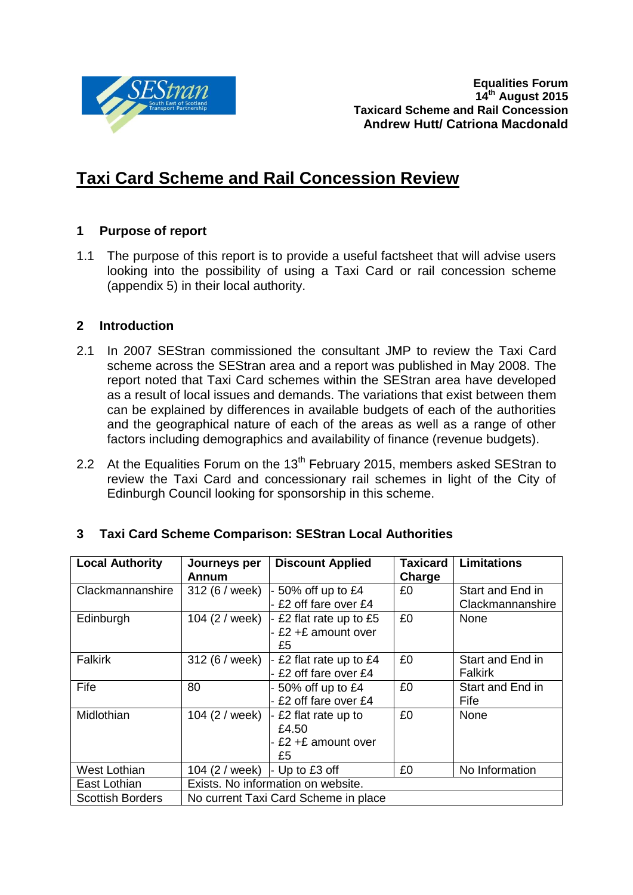**Equalities Forum**
**14th August 2015**
**Taxicard Scheme and Rail Concession**
**Andrew Hutt/ Catriona Macdonald**

# Taxi Card Scheme and Rail Concession Review

## 1 Purpose of report

1.1 The purpose of this report is to provide a useful factsheet that will advise users looking into the possibility of using a Taxi Card or rail concession scheme (appendix 5) in their local authority.

## 2 Introduction

2.1 In 2007 SEStran commissioned the consultant JMP to review the Taxi Card scheme across the SEStran area and a report was published in May 2008. The report noted that Taxi Card schemes within the SEStran area have developed as a result of local issues and demands. The variations that exist between them can be explained by differences in available budgets of each of the authorities and the geographical nature of each of the areas as well as a range of other factors including demographics and availability of finance (revenue budgets).

2.2 At the Equalities Forum on the 13th February 2015, members asked SEStran to review the Taxi Card and concessionary rail schemes in light of the City of Edinburgh Council looking for sponsorship in this scheme.

## 3 Taxi Card Scheme Comparison: SEStran Local Authorities

| Local Authority | Journeys per Annum | Discount Applied | Taxicard Charge | Limitations |
|---|---|---|---|---|
| Clackmannanshire | 312 (6 / week) | - 50% off up to £4<br>- £2 off fare over £4 | £0 | Start and End in Clackmannanshire |
| Edinburgh | 104 (2 / week) | - £2 flat rate up to £5<br>- £2 +£ amount over £5 | £0 | None |
| Falkirk | 312 (6 / week) | - £2 flat rate up to £4<br>- £2 off fare over £4 | £0 | Start and End in Falkirk |
| Fife | 80 | - 50% off up to £4<br>- £2 off fare over £4 | £0 | Start and End in Fife |
| Midlothian | 104 (2 / week) | - £2 flat rate up to £4.50<br>- £2 +£ amount over £5 | £0 | None |
| West Lothian | 104 (2 / week) | - Up to £3 off | £0 | No Information |
| East Lothian | Exists. No information on website. | | | |
| Scottish Borders | No current Taxi Card Scheme in place | | | |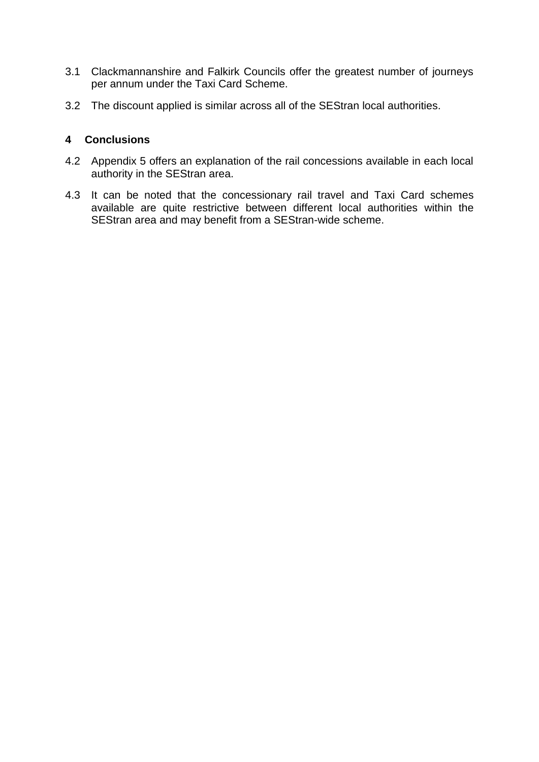3.1 Clackmannanshire and Falkirk Councils offer the greatest number of journeys per annum under the Taxi Card Scheme.

3.2 The discount applied is similar across all of the SEStran local authorities.

## 4 Conclusions

4.2 Appendix 5 offers an explanation of the rail concessions available in each local authority in the SEStran area.

4.3 It can be noted that the concessionary rail travel and Taxi Card schemes available are quite restrictive between different local authorities within the SEStran area and may benefit from a SEStran-wide scheme.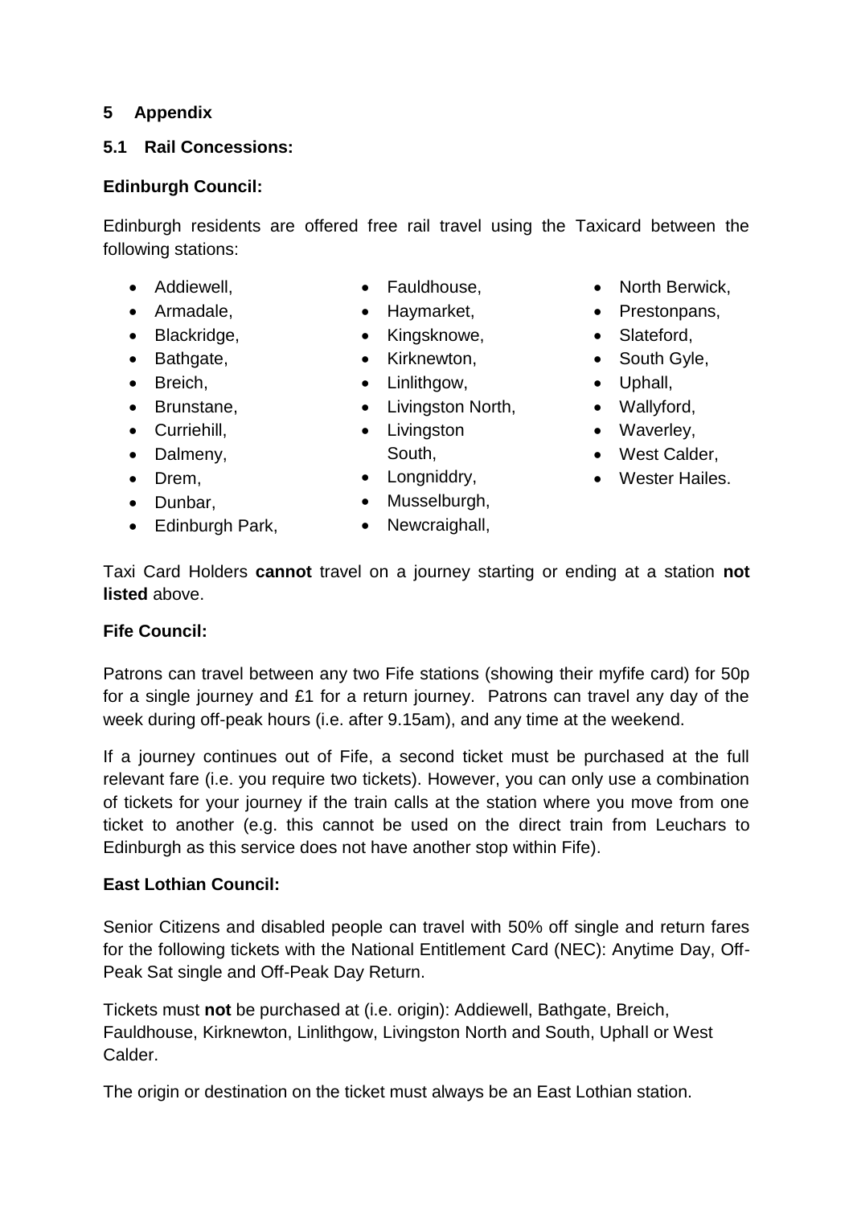## 5 Appendix

### 5.1 Rail Concessions:

**Edinburgh Council:**

Edinburgh residents are offered free rail travel using the Taxicard between the following stations:

- Addiewell,
- Armadale,
- Blackridge,
- Bathgate,
- Breich,
- Brunstane,
- Curriehill,
- Dalmeny,
- Drem,
- Dunbar,
- Edinburgh Park,
- Fauldhouse,
- Haymarket,
- Kingsknowe,
- Kirknewton,
- Linlithgow,
- Livingston North,
- Livingston South,
- Longniddry,
- Musselburgh,
- Newcraighall,
- North Berwick,
- Prestonpans,
- Slateford,
- South Gyle,
- Uphall,
- Wallyford,
- Waverley,
- West Calder,
- Wester Hailes.

Taxi Card Holders **cannot** travel on a journey starting or ending at a station **not listed** above.

**Fife Council:**

Patrons can travel between any two Fife stations (showing their myfife card) for 50p for a single journey and £1 for a return journey. Patrons can travel any day of the week during off-peak hours (i.e. after 9.15am), and any time at the weekend.

If a journey continues out of Fife, a second ticket must be purchased at the full relevant fare (i.e. you require two tickets). However, you can only use a combination of tickets for your journey if the train calls at the station where you move from one ticket to another (e.g. this cannot be used on the direct train from Leuchars to Edinburgh as this service does not have another stop within Fife).

**East Lothian Council:**

Senior Citizens and disabled people can travel with 50% off single and return fares for the following tickets with the National Entitlement Card (NEC): Anytime Day, Off-Peak Sat single and Off-Peak Day Return.

Tickets must **not** be purchased at (i.e. origin): Addiewell, Bathgate, Breich, Fauldhouse, Kirknewton, Linlithgow, Livingston North and South, Uphall or West Calder.

The origin or destination on the ticket must always be an East Lothian station.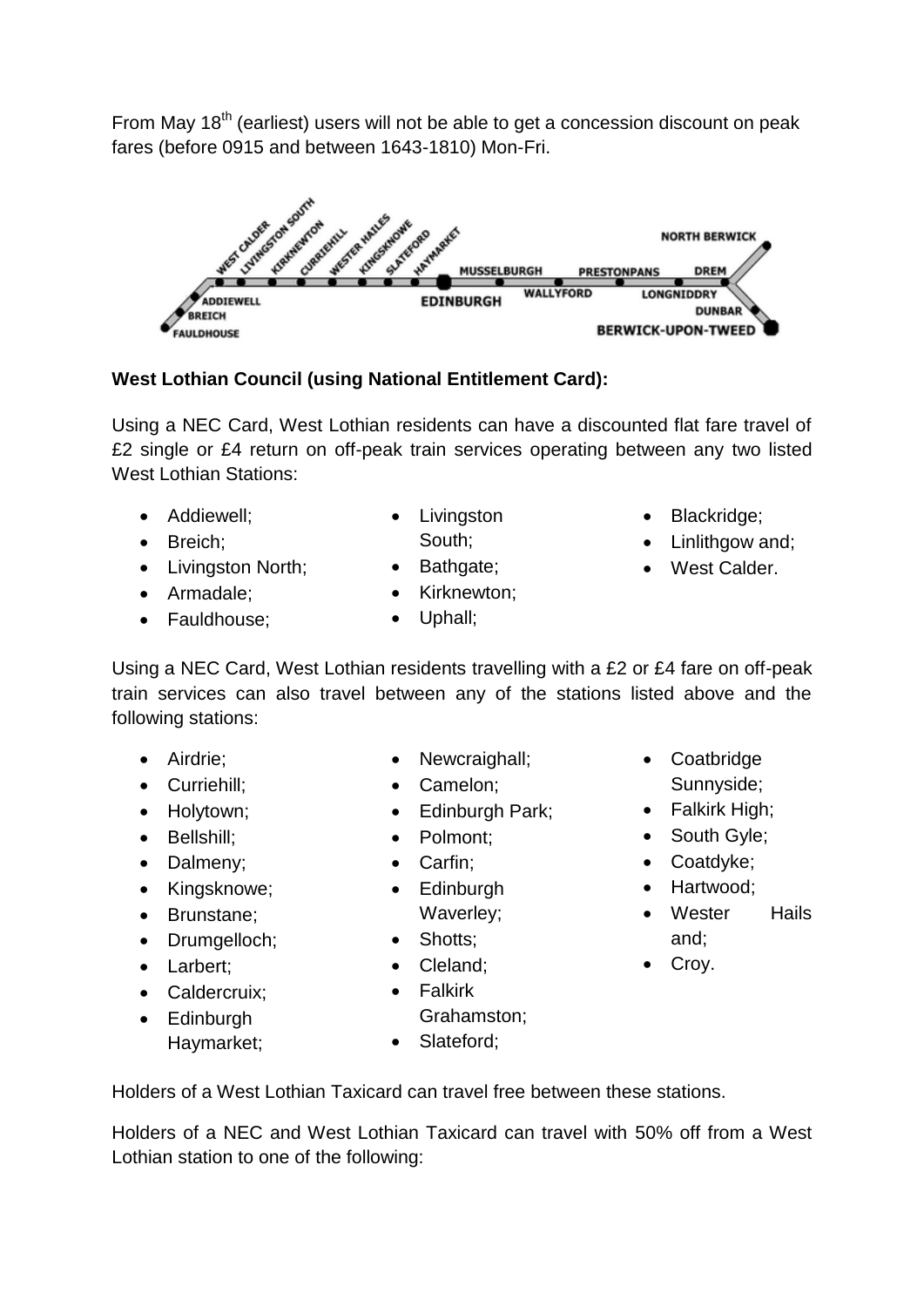From May 18th (earliest) users will not be able to get a concession discount on peak fares (before 0915 and between 1643-1810) Mon-Fri.

**West Lothian Council (using National Entitlement Card):**

Using a NEC Card, West Lothian residents can have a discounted flat fare travel of £2 single or £4 return on off-peak train services operating between any two listed West Lothian Stations:

- Addiewell;
- Breich;
- Livingston North;
- Armadale;
- Fauldhouse;
- Livingston South;
- Bathgate;
- Kirknewton;
- Uphall;
- Blackridge;
- Linlithgow and;
- West Calder.

Using a NEC Card, West Lothian residents travelling with a £2 or £4 fare on off-peak train services can also travel between any of the stations listed above and the following stations:

- Airdrie;
- Curriehill;
- Holytown;
- Bellshill;
- Dalmeny;
- Kingsknowe;
- Brunstane;
- Drumgelloch;
- Larbert;
- Caldercruix;
- Edinburgh Haymarket;
- Newcraighall;
- Camelon;
- Edinburgh Park;
- Polmont;
- Carfin;
- Edinburgh Waverley;
- Shotts;
- Cleland;
- Falkirk Grahamston;
- Slateford;
- Coatbridge Sunnyside;
- Falkirk High;
- South Gyle;
- Coatdyke;
- Hartwood;
- Wester Hails and;
- Croy.

Holders of a West Lothian Taxicard can travel free between these stations.

Holders of a NEC and West Lothian Taxicard can travel with 50% off from a West Lothian station to one of the following: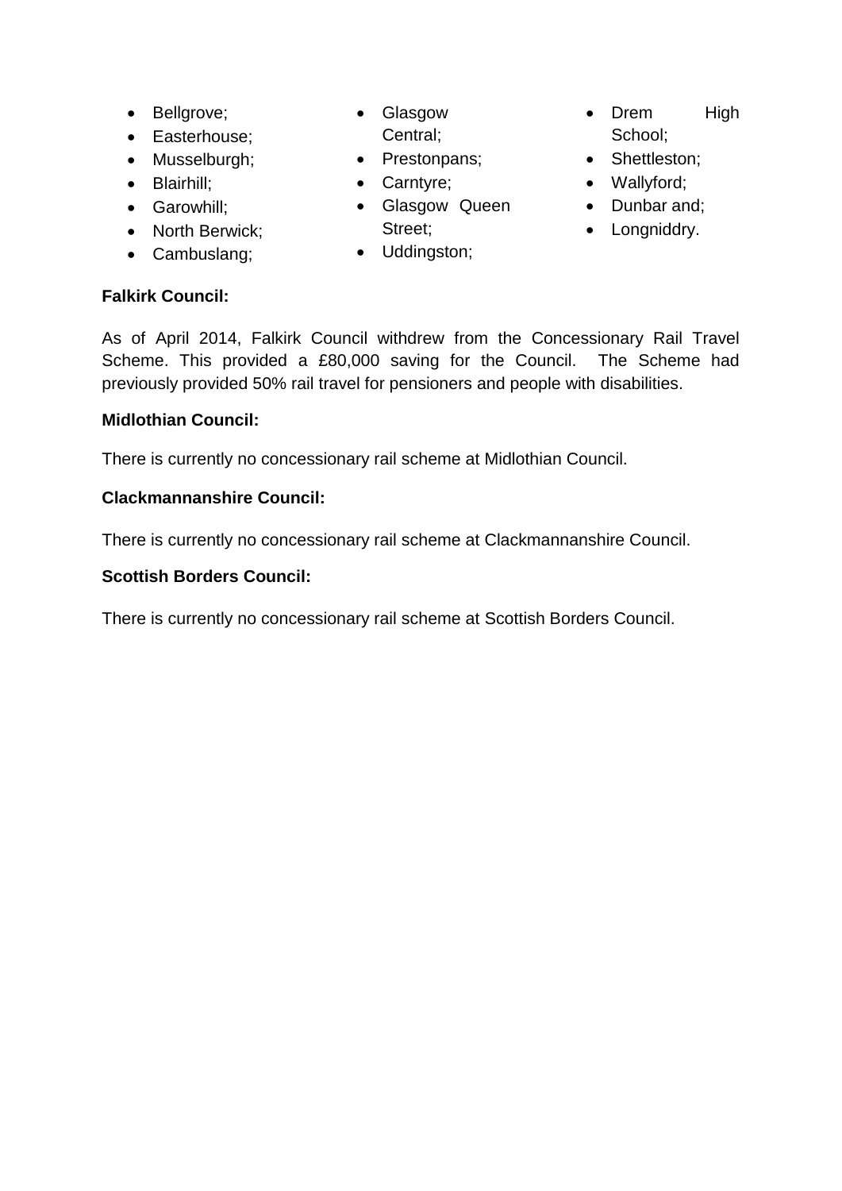- Bellgrove;
- Easterhouse;
- Musselburgh;
- Blairhill;
- Garowhill;
- North Berwick;
- Cambuslang;
- Glasgow Central;
- Prestonpans;
- Carntyre;
- Glasgow Queen Street;
- Uddingston;
- Drem High School;
- Shettleston;
- Wallyford;
- Dunbar and;
- Longniddry.

**Falkirk Council:**

As of April 2014, Falkirk Council withdrew from the Concessionary Rail Travel Scheme. This provided a £80,000 saving for the Council. The Scheme had previously provided 50% rail travel for pensioners and people with disabilities.

**Midlothian Council:**

There is currently no concessionary rail scheme at Midlothian Council.

**Clackmannanshire Council:**

There is currently no concessionary rail scheme at Clackmannanshire Council.

**Scottish Borders Council:**

There is currently no concessionary rail scheme at Scottish Borders Council.